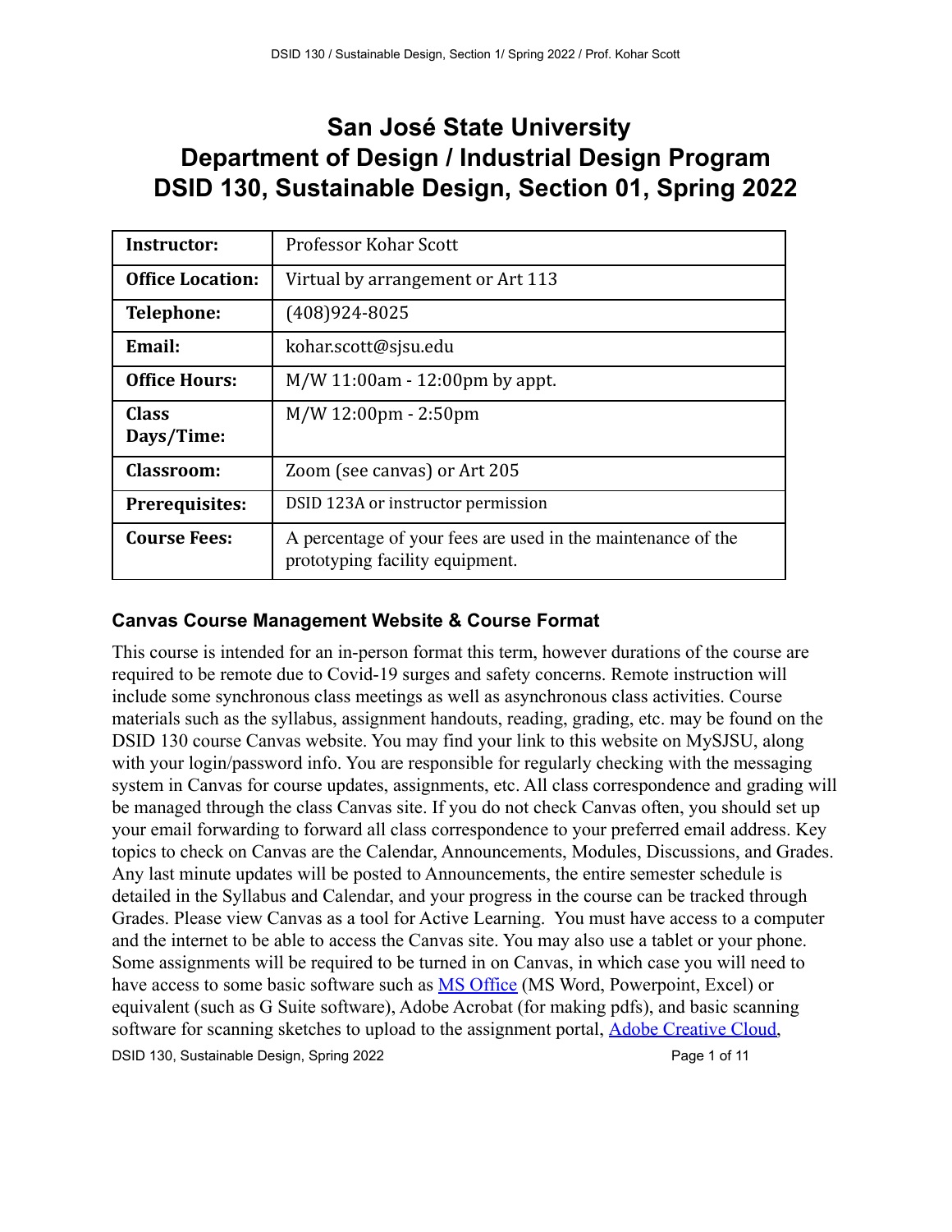# San José State University
# Department of Design / Industrial Design Program
# DSID 130, Sustainable Design, Section 01, Spring 2022

| | |
|---|---|
| **Instructor:** | Professor Kohar Scott |
| **Office Location:** | Virtual by arrangement or Art 113 |
| **Telephone:** | (408)924-8025 |
| **Email:** | kohar.scott@sjsu.edu |
| **Office Hours:** | M/W 11:00am - 12:00pm by appt. |
| **Class Days/Time:** | M/W 12:00pm - 2:50pm |
| **Classroom:** | Zoom (see canvas) or Art 205 |
| **Prerequisites:** | DSID 123A or instructor permission |
| **Course Fees:** | A percentage of your fees are used in the maintenance of the prototyping facility equipment. |

## Canvas Course Management Website & Course Format

This course is intended for an in-person format this term, however durations of the course are required to be remote due to Covid-19 surges and safety concerns. Remote instruction will include some synchronous class meetings as well as asynchronous class activities. Course materials such as the syllabus, assignment handouts, reading, grading, etc. may be found on the DSID 130 course Canvas website. You may find your link to this website on MySJSU, along with your login/password info. You are responsible for regularly checking with the messaging system in Canvas for course updates, assignments, etc. All class correspondence and grading will be managed through the class Canvas site. If you do not check Canvas often, you should set up your email forwarding to forward all class correspondence to your preferred email address. Key topics to check on Canvas are the Calendar, Announcements, Modules, Discussions, and Grades. Any last minute updates will be posted to Announcements, the entire semester schedule is detailed in the Syllabus and Calendar, and your progress in the course can be tracked through Grades. Please view Canvas as a tool for Active Learning. You must have access to a computer and the internet to be able to access the Canvas site. You may also use a tablet or your phone. Some assignments will be required to be turned in on Canvas, in which case you will need to have access to some basic software such as MS Office (MS Word, Powerpoint, Excel) or equivalent (such as G Suite software), Adobe Acrobat (for making pdfs), and basic scanning software for scanning sketches to upload to the assignment portal, Adobe Creative Cloud,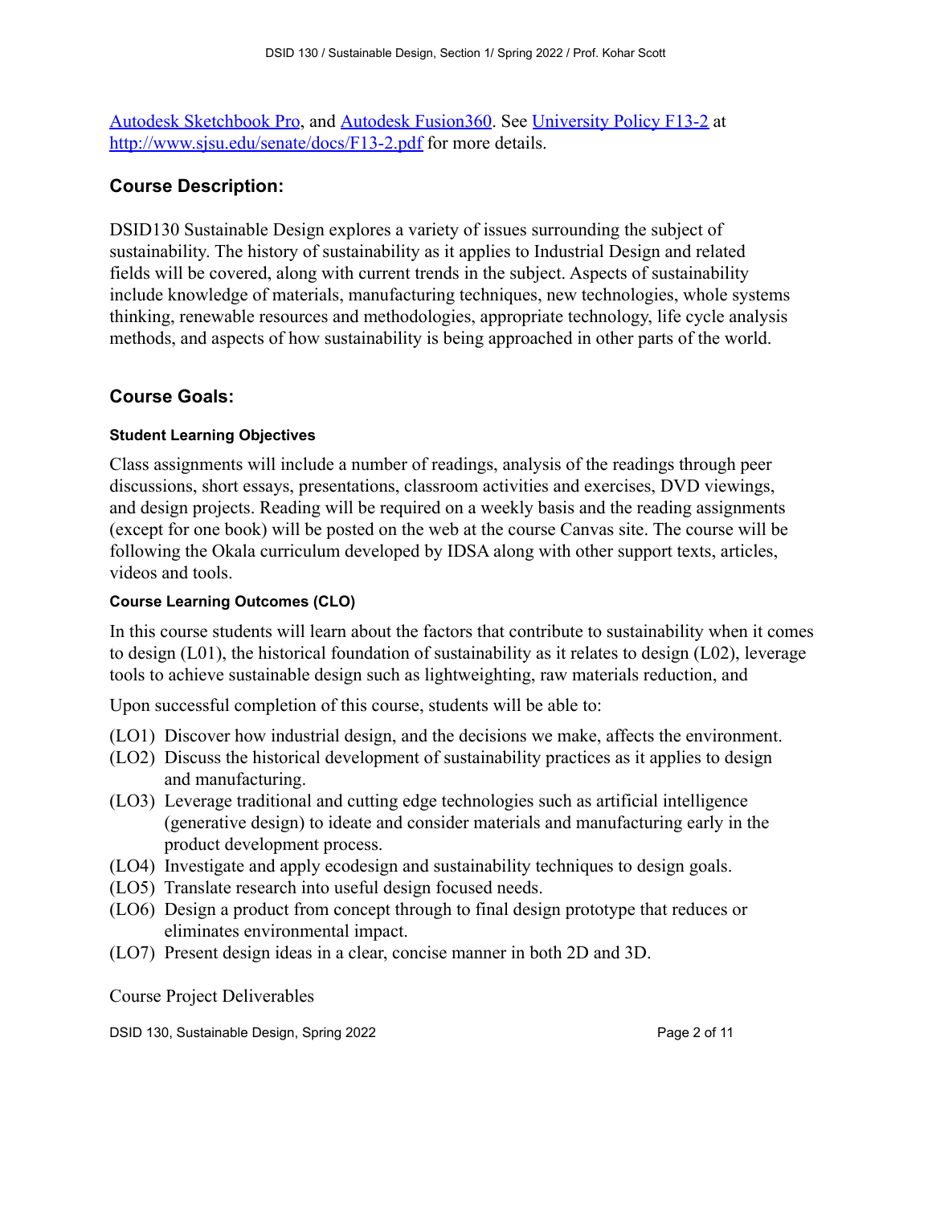[Autodesk Sketchbook Pro](), and [Autodesk Fusion360](). See [University Policy F13-2]() at [http://www.sjsu.edu/senate/docs/F13-2.pdf](http://www.sjsu.edu/senate/docs/F13-2.pdf) for more details.

## Course Description:

DSID130 Sustainable Design explores a variety of issues surrounding the subject of sustainability. The history of sustainability as it applies to Industrial Design and related fields will be covered, along with current trends in the subject. Aspects of sustainability include knowledge of materials, manufacturing techniques, new technologies, whole systems thinking, renewable resources and methodologies, appropriate technology, life cycle analysis methods, and aspects of how sustainability is being approached in other parts of the world.

## Course Goals:

#### Student Learning Objectives

Class assignments will include a number of readings, analysis of the readings through peer discussions, short essays, presentations, classroom activities and exercises, DVD viewings, and design projects. Reading will be required on a weekly basis and the reading assignments (except for one book) will be posted on the web at the course Canvas site. The course will be following the Okala curriculum developed by IDSA along with other support texts, articles, videos and tools.

#### Course Learning Outcomes (CLO)

In this course students will learn about the factors that contribute to sustainability when it comes to design (L01), the historical foundation of sustainability as it relates to design (L02), leverage tools to achieve sustainable design such as lightweighting, raw materials reduction, and

Upon successful completion of this course, students will be able to:

- (LO1) Discover how industrial design, and the decisions we make, affects the environment.
- (LO2) Discuss the historical development of sustainability practices as it applies to design and manufacturing.
- (LO3) Leverage traditional and cutting edge technologies such as artificial intelligence (generative design) to ideate and consider materials and manufacturing early in the product development process.
- (LO4) Investigate and apply ecodesign and sustainability techniques to design goals.
- (LO5) Translate research into useful design focused needs.
- (LO6) Design a product from concept through to final design prototype that reduces or eliminates environmental impact.
- (LO7) Present design ideas in a clear, concise manner in both 2D and 3D.

Course Project Deliverables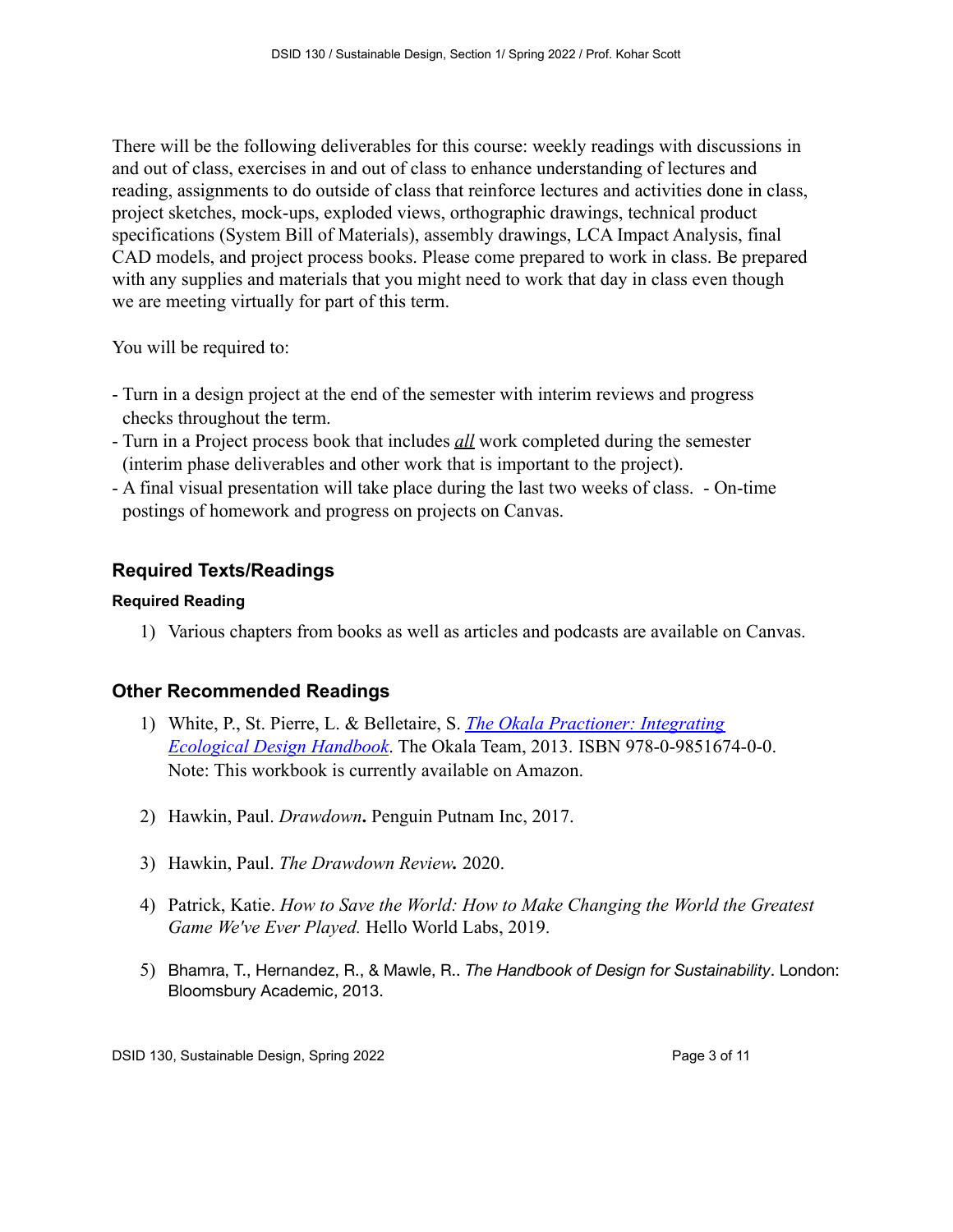There will be the following deliverables for this course: weekly readings with discussions in and out of class, exercises in and out of class to enhance understanding of lectures and reading, assignments to do outside of class that reinforce lectures and activities done in class, project sketches, mock-ups, exploded views, orthographic drawings, technical product specifications (System Bill of Materials), assembly drawings, LCA Impact Analysis, final CAD models, and project process books. Please come prepared to work in class. Be prepared with any supplies and materials that you might need to work that day in class even though we are meeting virtually for part of this term.

You will be required to:

- Turn in a design project at the end of the semester with interim reviews and progress checks throughout the term.
- Turn in a Project process book that includes ***all*** work completed during the semester (interim phase deliverables and other work that is important to the project).
- A final visual presentation will take place during the last two weeks of class. - On-time postings of homework and progress on projects on Canvas.

## Required Texts/Readings

### Required Reading

1) Various chapters from books as well as articles and podcasts are available on Canvas.

## Other Recommended Readings

1) White, P., St. Pierre, L. & Belletaire, S. *The Okala Practioner: Integrating Ecological Design Handbook*. The Okala Team, 2013. ISBN 978-0-9851674-0-0. Note: This workbook is currently available on Amazon.

2) Hawkin, Paul. *Drawdown***.** Penguin Putnam Inc, 2017.

3) Hawkin, Paul. *The Drawdown Review***.** 2020.

4) Patrick, Katie. *How to Save the World: How to Make Changing the World the Greatest Game We've Ever Played.* Hello World Labs, 2019.

5) Bhamra, T., Hernandez, R., & Mawle, R.. *The Handbook of Design for Sustainability*. London: Bloomsbury Academic, 2013.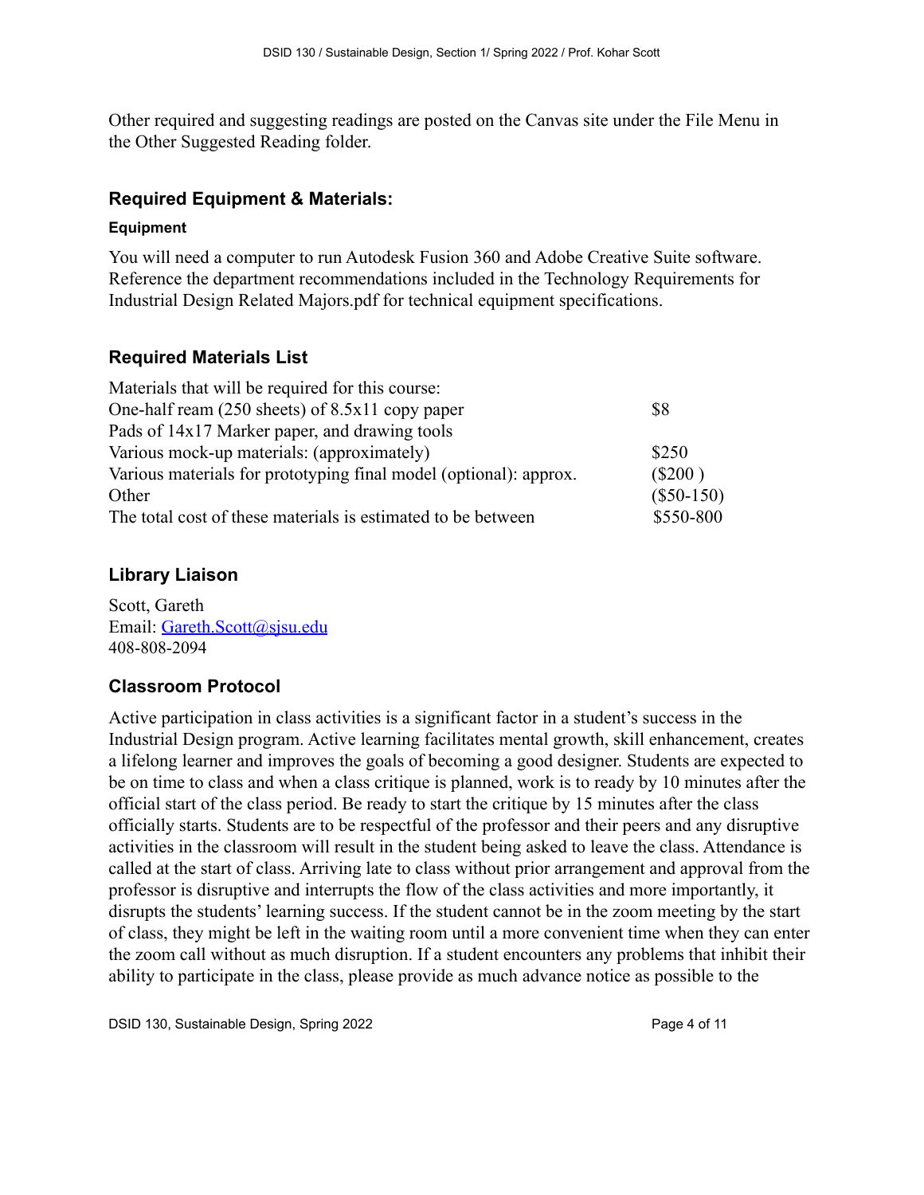Other required and suggesting readings are posted on the Canvas site under the File Menu in the Other Suggested Reading folder.

## Required Equipment & Materials:

### Equipment

You will need a computer to run Autodesk Fusion 360 and Adobe Creative Suite software. Reference the department recommendations included in the Technology Requirements for Industrial Design Related Majors.pdf for technical equipment specifications.

## Required Materials List

| Materials that will be required for this course: | |
|---|---|
| One-half ream (250 sheets) of 8.5x11 copy paper | $8 |
| Pads of 14x17 Marker paper, and drawing tools | |
| Various mock-up materials: (approximately) | $250 |
| Various materials for prototyping final model (optional): approx. | ($200 ) |
| Other | ($50-150) |
| The total cost of these materials is estimated to be between | $550-800 |

## Library Liaison

Scott, Gareth
Email: Gareth.Scott@sjsu.edu
408-808-2094

## Classroom Protocol

Active participation in class activities is a significant factor in a student's success in the Industrial Design program. Active learning facilitates mental growth, skill enhancement, creates a lifelong learner and improves the goals of becoming a good designer. Students are expected to be on time to class and when a class critique is planned, work is to ready by 10 minutes after the official start of the class period. Be ready to start the critique by 15 minutes after the class officially starts. Students are to be respectful of the professor and their peers and any disruptive activities in the classroom will result in the student being asked to leave the class. Attendance is called at the start of class. Arriving late to class without prior arrangement and approval from the professor is disruptive and interrupts the flow of the class activities and more importantly, it disrupts the students' learning success. If the student cannot be in the zoom meeting by the start of class, they might be left in the waiting room until a more convenient time when they can enter the zoom call without as much disruption. If a student encounters any problems that inhibit their ability to participate in the class, please provide as much advance notice as possible to the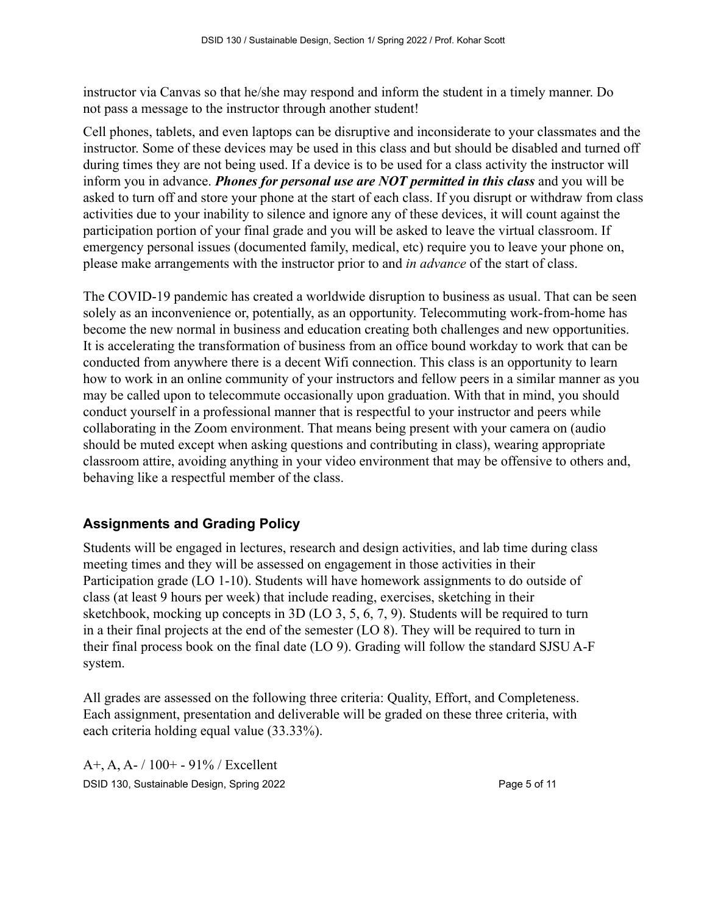instructor via Canvas so that he/she may respond and inform the student in a timely manner. Do not pass a message to the instructor through another student!

Cell phones, tablets, and even laptops can be disruptive and inconsiderate to your classmates and the instructor. Some of these devices may be used in this class and but should be disabled and turned off during times they are not being used. If a device is to be used for a class activity the instructor will inform you in advance. ***Phones for personal use are NOT permitted in this class*** and you will be asked to turn off and store your phone at the start of each class. If you disrupt or withdraw from class activities due to your inability to silence and ignore any of these devices, it will count against the participation portion of your final grade and you will be asked to leave the virtual classroom. If emergency personal issues (documented family, medical, etc) require you to leave your phone on, please make arrangements with the instructor prior to and *in advance* of the start of class.

The COVID-19 pandemic has created a worldwide disruption to business as usual. That can be seen solely as an inconvenience or, potentially, as an opportunity. Telecommuting work-from-home has become the new normal in business and education creating both challenges and new opportunities. It is accelerating the transformation of business from an office bound workday to work that can be conducted from anywhere there is a decent Wifi connection. This class is an opportunity to learn how to work in an online community of your instructors and fellow peers in a similar manner as you may be called upon to telecommute occasionally upon graduation. With that in mind, you should conduct yourself in a professional manner that is respectful to your instructor and peers while collaborating in the Zoom environment. That means being present with your camera on (audio should be muted except when asking questions and contributing in class), wearing appropriate classroom attire, avoiding anything in your video environment that may be offensive to others and, behaving like a respectful member of the class.

## Assignments and Grading Policy

Students will be engaged in lectures, research and design activities, and lab time during class meeting times and they will be assessed on engagement in those activities in their Participation grade (LO 1-10). Students will have homework assignments to do outside of class (at least 9 hours per week) that include reading, exercises, sketching in their sketchbook, mocking up concepts in 3D (LO 3, 5, 6, 7, 9). Students will be required to turn in a their final projects at the end of the semester (LO 8). They will be required to turn in their final process book on the final date (LO 9). Grading will follow the standard SJSU A-F system.

All grades are assessed on the following three criteria: Quality, Effort, and Completeness. Each assignment, presentation and deliverable will be graded on these three criteria, with each criteria holding equal value (33.33%).

A+, A, A- / 100+ - 91% / Excellent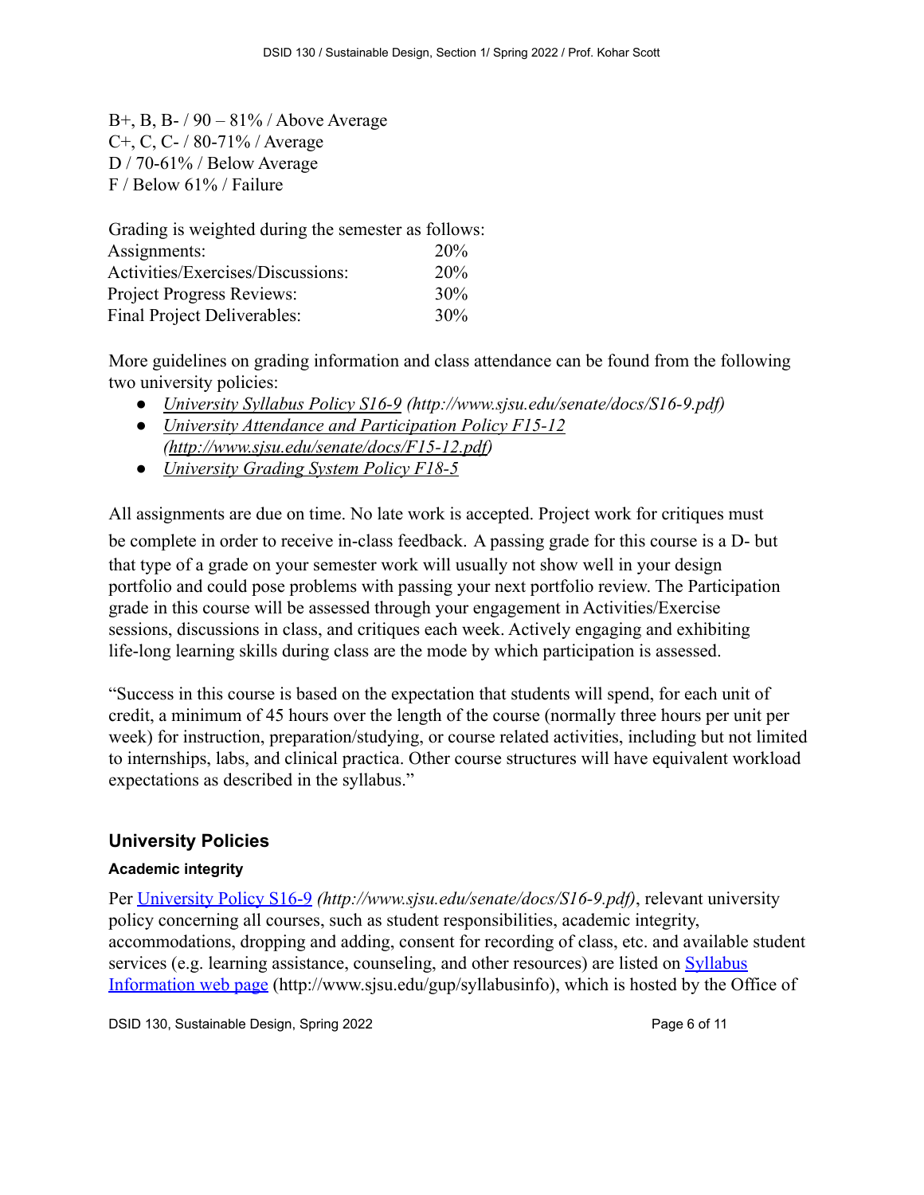B+, B, B- / 90 – 81% / Above Average
C+, C, C- / 80-71% / Average
D / 70-61% / Below Average
F / Below 61% / Failure

Grading is weighted during the semester as follows:

| | |
|---|---|
| Assignments: | 20% |
| Activities/Exercises/Discussions: | 20% |
| Project Progress Reviews: | 30% |
| Final Project Deliverables: | 30% |

More guidelines on grading information and class attendance can be found from the following two university policies:

- [University Syllabus Policy S16-9](http://www.sjsu.edu/senate/docs/S16-9.pdf) *(http://www.sjsu.edu/senate/docs/S16-9.pdf)*
- [University Attendance and Participation Policy F15-12](http://www.sjsu.edu/senate/docs/F15-12.pdf) *(http://www.sjsu.edu/senate/docs/F15-12.pdf)*
- *University Grading System Policy F18-5*

All assignments are due on time. No late work is accepted. Project work for critiques must be complete in order to receive in-class feedback. A passing grade for this course is a D- but that type of a grade on your semester work will usually not show well in your design portfolio and could pose problems with passing your next portfolio review. The Participation grade in this course will be assessed through your engagement in Activities/Exercise sessions, discussions in class, and critiques each week. Actively engaging and exhibiting life-long learning skills during class are the mode by which participation is assessed.

"Success in this course is based on the expectation that students will spend, for each unit of credit, a minimum of 45 hours over the length of the course (normally three hours per unit per week) for instruction, preparation/studying, or course related activities, including but not limited to internships, labs, and clinical practica. Other course structures will have equivalent workload expectations as described in the syllabus."

## University Policies

### Academic integrity

Per [University Policy S16-9](http://www.sjsu.edu/senate/docs/S16-9.pdf) *(http://www.sjsu.edu/senate/docs/S16-9.pdf)*, relevant university policy concerning all courses, such as student responsibilities, academic integrity, accommodations, dropping and adding, consent for recording of class, etc. and available student services (e.g. learning assistance, counseling, and other resources) are listed on [Syllabus Information web page](http://www.sjsu.edu/gup/syllabusinfo) (http://www.sjsu.edu/gup/syllabusinfo), which is hosted by the Office of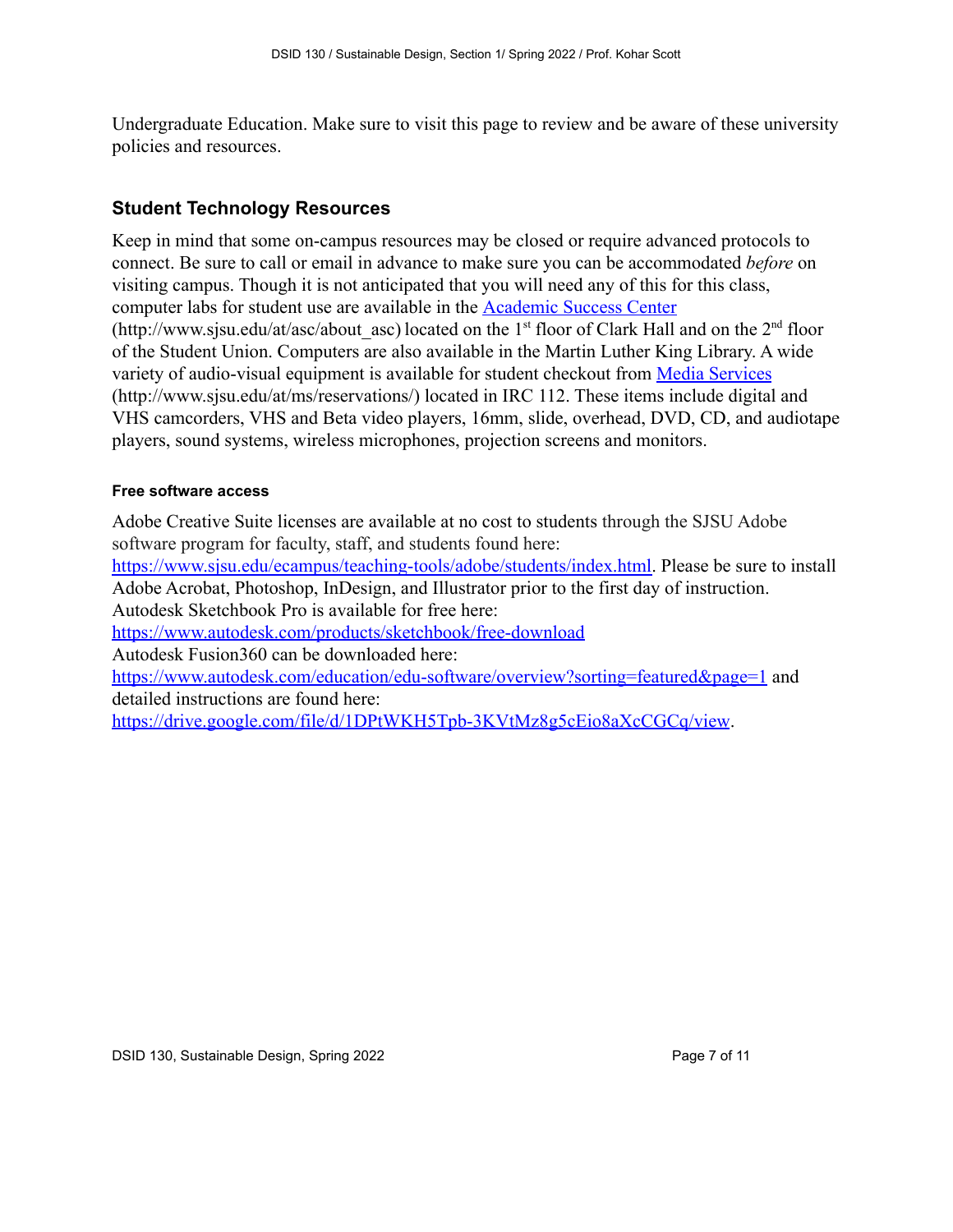Undergraduate Education. Make sure to visit this page to review and be aware of these university policies and resources.

## Student Technology Resources

Keep in mind that some on-campus resources may be closed or require advanced protocols to connect. Be sure to call or email in advance to make sure you can be accommodated *before* on visiting campus. Though it is not anticipated that you will need any of this for this class, computer labs for student use are available in the [Academic Success Center](http://www.sjsu.edu/at/asc/about_asc) (http://www.sjsu.edu/at/asc/about_asc) located on the 1st floor of Clark Hall and on the 2nd floor of the Student Union. Computers are also available in the Martin Luther King Library. A wide variety of audio-visual equipment is available for student checkout from [Media Services](http://www.sjsu.edu/at/ms/reservations/) (http://www.sjsu.edu/at/ms/reservations/) located in IRC 112. These items include digital and VHS camcorders, VHS and Beta video players, 16mm, slide, overhead, DVD, CD, and audiotape players, sound systems, wireless microphones, projection screens and monitors.

#### Free software access

Adobe Creative Suite licenses are available at no cost to students through the SJSU Adobe software program for faculty, staff, and students found here: https://www.sjsu.edu/ecampus/teaching-tools/adobe/students/index.html. Please be sure to install Adobe Acrobat, Photoshop, InDesign, and Illustrator prior to the first day of instruction. Autodesk Sketchbook Pro is available for free here: https://www.autodesk.com/products/sketchbook/free-download
Autodesk Fusion360 can be downloaded here: https://www.autodesk.com/education/edu-software/overview?sorting=featured&page=1 and detailed instructions are found here: https://drive.google.com/file/d/1DPtWKH5Tpb-3KVtMz8g5cEio8aXcCGCq/view.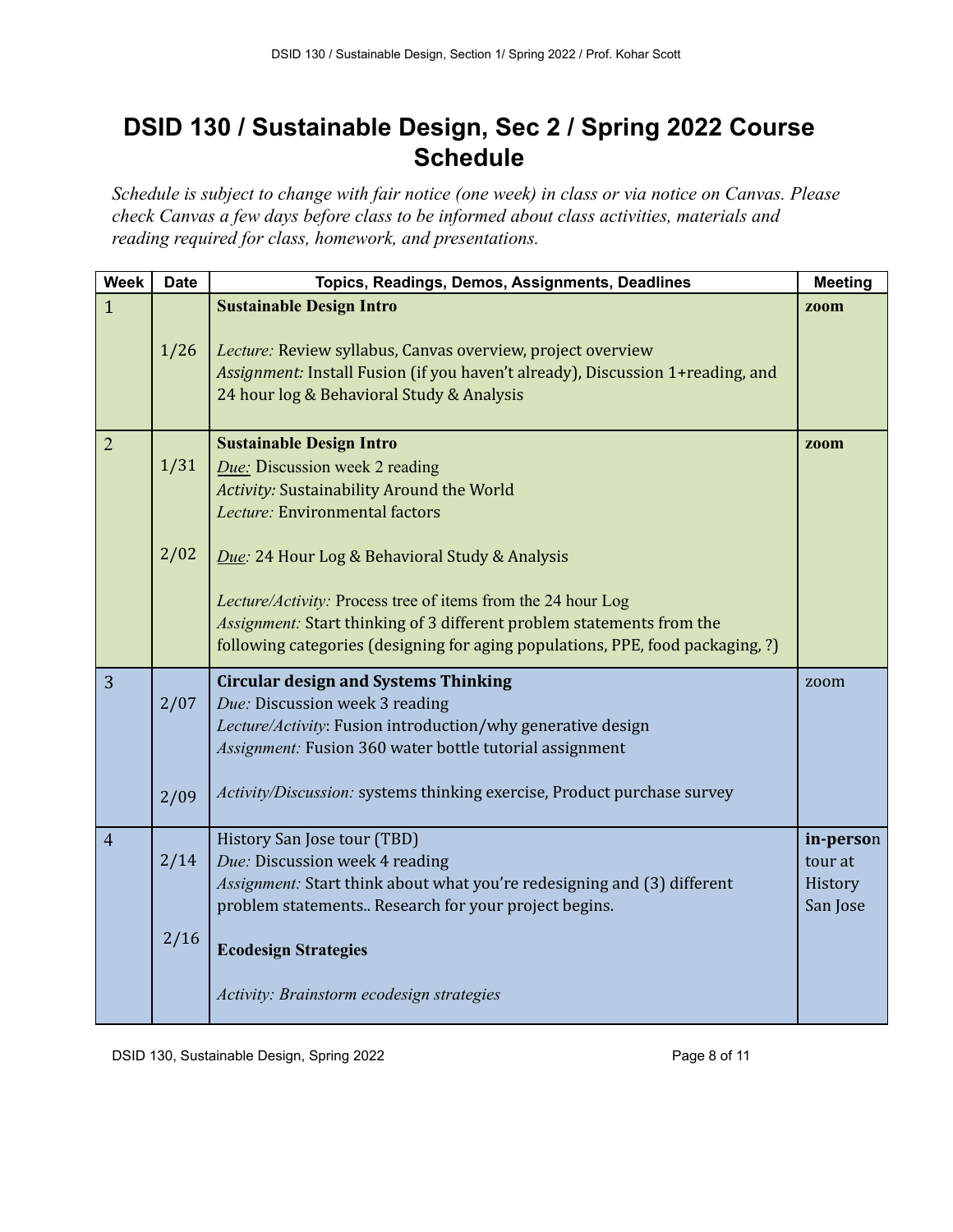# DSID 130 / Sustainable Design, Sec 2 / Spring 2022 Course Schedule

*Schedule is subject to change with fair notice (one week) in class or via notice on Canvas. Please check Canvas a few days before class to be informed about class activities, materials and reading required for class, homework, and presentations.*

| Week | Date | Topics, Readings, Demos, Assignments, Deadlines | Meeting |
|---|---|---|---|
| 1 | 1/26 | **Sustainable Design Intro**<br><br>*Lecture:* Review syllabus, Canvas overview, project overview<br>*Assignment:* Install Fusion (if you haven't already), Discussion 1+reading, and 24 hour log & Behavioral Study & Analysis | **zoom** |
| 2 | 1/31<br><br>2/02 | **Sustainable Design Intro**<br>*Due:* Discussion week 2 reading<br>*Activity:* Sustainability Around the World<br>*Lecture:* Environmental factors<br><br>*Due:* 24 Hour Log & Behavioral Study & Analysis<br><br>*Lecture/Activity:* Process tree of items from the 24 hour Log<br>*Assignment:* Start thinking of 3 different problem statements from the following categories (designing for aging populations, PPE, food packaging, ?) | **zoom** |
| 3 | 2/07<br><br>2/09 | **Circular design and Systems Thinking**<br>*Due:* Discussion week 3 reading<br>*Lecture/Activity*: Fusion introduction/why generative design<br>*Assignment:* Fusion 360 water bottle tutorial assignment<br><br>*Activity/Discussion:* systems thinking exercise, Product purchase survey | zoom |
| 4 | 2/14<br><br>2/16 | History San Jose tour (TBD)<br>*Due:* Discussion week 4 reading<br>*Assignment:* Start think about what you're redesigning and (3) different problem statements.. Research for your project begins.<br><br>**Ecodesign Strategies**<br><br>*Activity: Brainstorm ecodesign strategies* | **in-perso**n tour at History San Jose |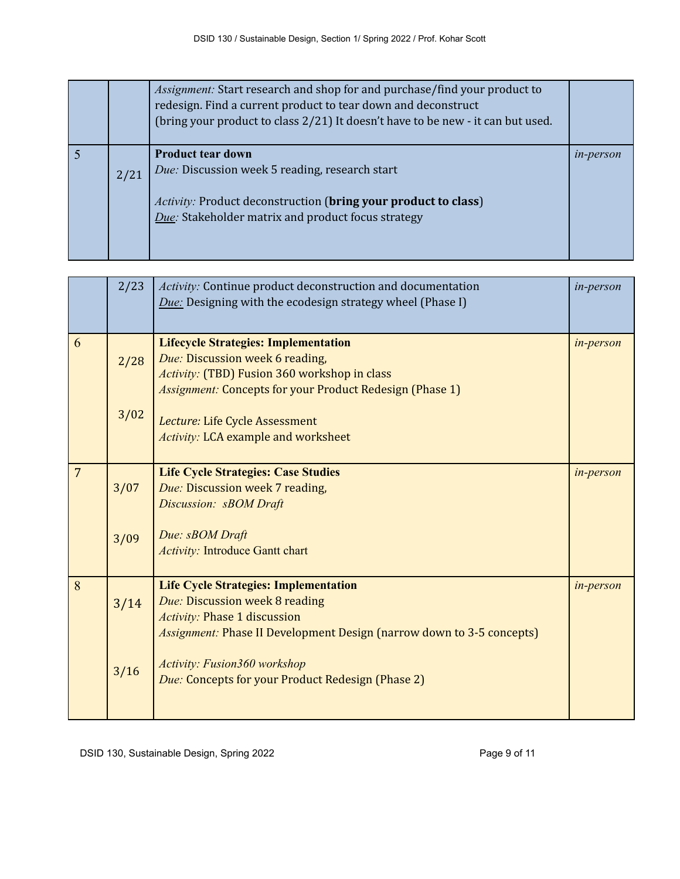| | | | |
|---|---|---|---|
| | | *Assignment:* Start research and shop for and purchase/find your product to redesign. Find a current product to tear down and deconstruct (bring your product to class 2/21) It doesn't have to be new - it can but used. | |
| 5 | 2/21 | **Product tear down**<br>*Due:* Discussion week 5 reading, research start<br><br>*Activity:* Product deconstruction (**bring your product to class**)<br>*Due:* Stakeholder matrix and product focus strategy | *in-person* |
| | 2/23 | *Activity:* Continue product deconstruction and documentation<br>*Due:* Designing with the ecodesign strategy wheel (Phase I) | *in-person* |
| 6 | 2/28<br><br>3/02 | **Lifecycle Strategies: Implementation**<br>*Due:* Discussion week 6 reading,<br>*Activity:* (TBD) Fusion 360 workshop in class<br>*Assignment:* Concepts for your Product Redesign (Phase 1)<br><br>*Lecture:* Life Cycle Assessment<br>*Activity:* LCA example and worksheet | *in-person* |
| 7 | 3/07<br><br>3/09 | **Life Cycle Strategies: Case Studies**<br>*Due:* Discussion week 7 reading,<br>*Discussion: sBOM Draft*<br><br>*Due: sBOM Draft*<br>*Activity:* Introduce Gantt chart | *in-person* |
| 8 | 3/14<br><br>3/16 | **Life Cycle Strategies: Implementation**<br>*Due:* Discussion week 8 reading<br>*Activity:* Phase 1 discussion<br>*Assignment:* Phase II Development Design (narrow down to 3-5 concepts)<br><br>*Activity: Fusion360 workshop*<br>*Due:* Concepts for your Product Redesign (Phase 2) | *in-person* |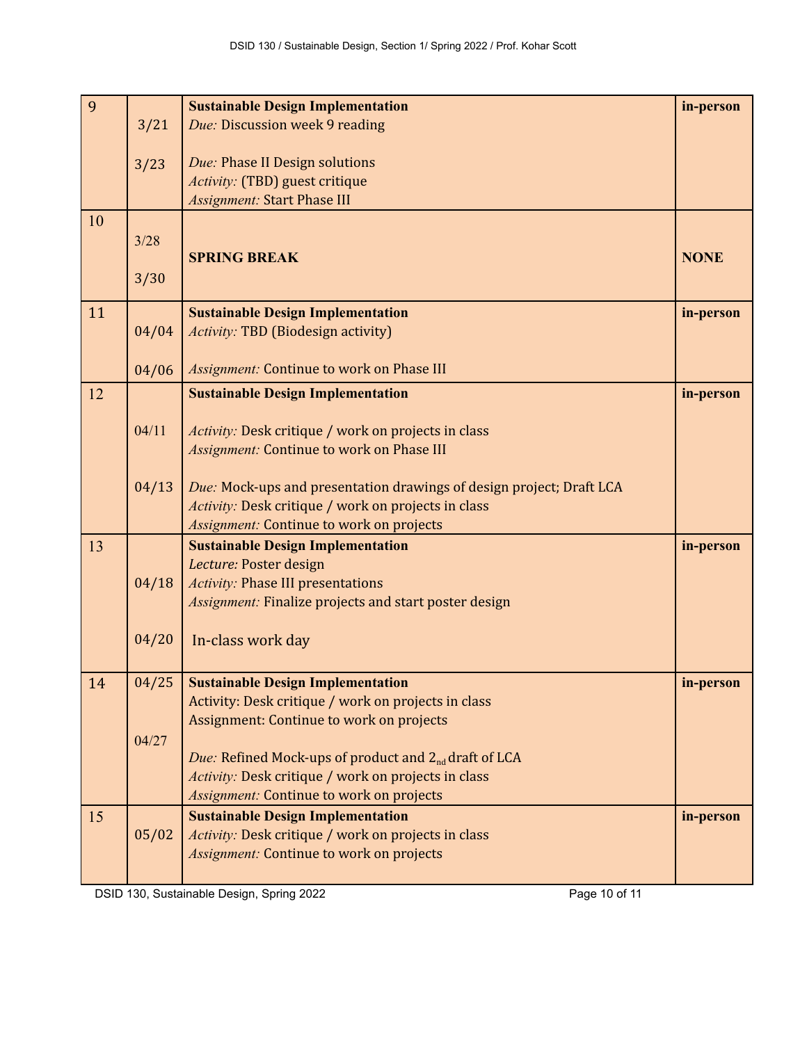| | | | |
|---|---|---|---|
| 9 | 3/21<br><br>3/23 | **Sustainable Design Implementation**<br>*Due:* Discussion week 9 reading<br><br>*Due:* Phase II Design solutions<br>*Activity:* (TBD) guest critique<br>*Assignment:* Start Phase III | **in-person** |
| 10 | 3/28<br><br>3/30 | **SPRING BREAK** | **NONE** |
| 11 | 04/04<br><br>04/06 | **Sustainable Design Implementation**<br>*Activity:* TBD (Biodesign activity)<br><br>*Assignment:* Continue to work on Phase III | **in-person** |
| 12 | 04/11<br><br>04/13 | **Sustainable Design Implementation**<br><br>*Activity:* Desk critique / work on projects in class<br>*Assignment:* Continue to work on Phase III<br><br>*Due:* Mock-ups and presentation drawings of design project; Draft LCA<br>*Activity:* Desk critique / work on projects in class<br>*Assignment:* Continue to work on projects | **in-person** |
| 13 | 04/18<br><br>04/20 | **Sustainable Design Implementation**<br>*Lecture:* Poster design<br>*Activity:* Phase III presentations<br>*Assignment:* Finalize projects and start poster design<br><br>In-class work day | **in-person** |
| 14 | 04/25<br><br>04/27 | **Sustainable Design Implementation**<br>Activity: Desk critique / work on projects in class<br>Assignment: Continue to work on projects<br><br>*Due:* Refined Mock-ups of product and 2nd draft of LCA<br>*Activity:* Desk critique / work on projects in class<br>*Assignment:* Continue to work on projects | **in-person** |
| 15 | 05/02 | **Sustainable Design Implementation**<br>*Activity:* Desk critique / work on projects in class<br>*Assignment:* Continue to work on projects | **in-person** |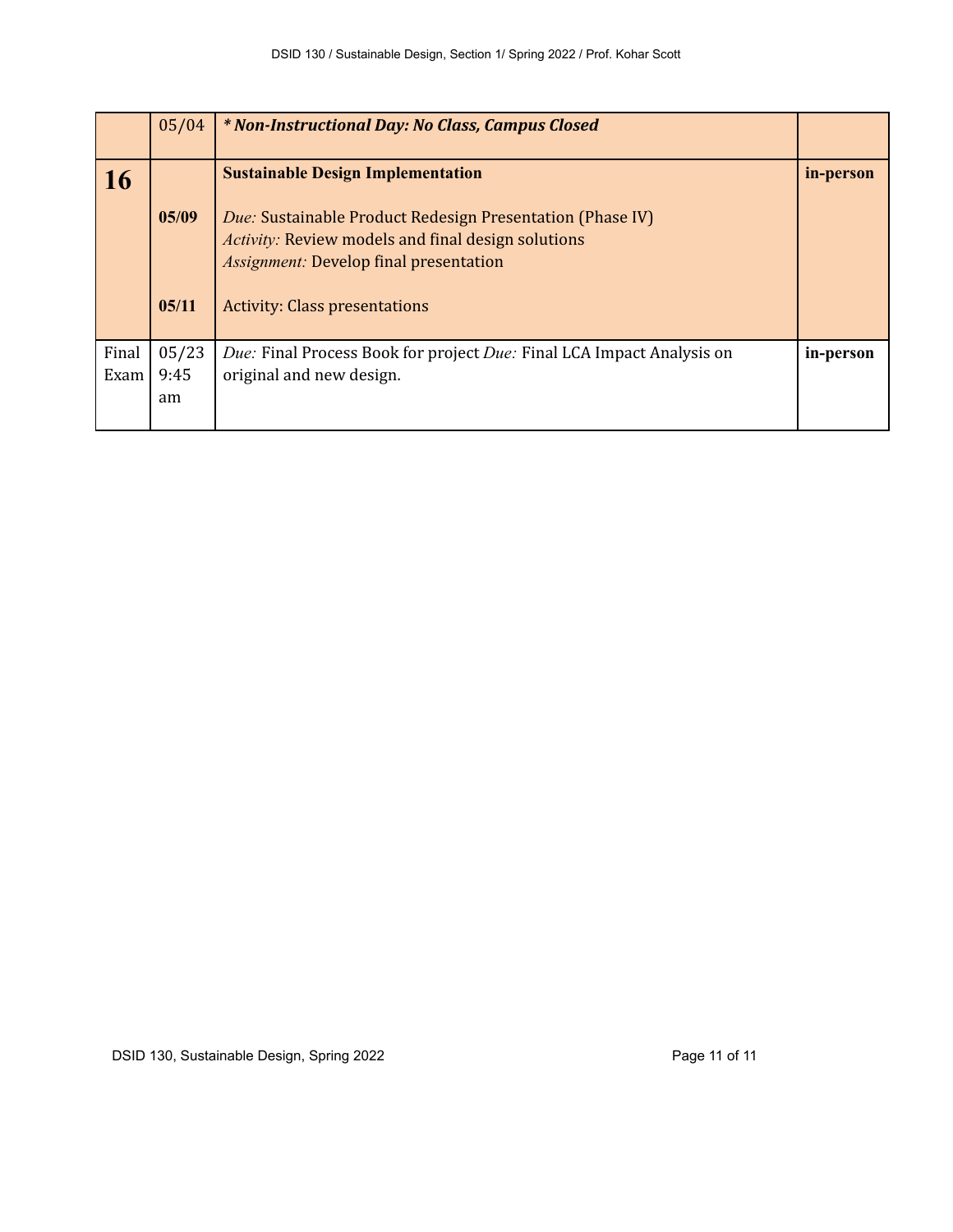| | | | |
|---|---|---|---|
| | 05/04 | ***Non-Instructional Day: No Class, Campus Closed*** | |
| **16** | **05/09**<br><br>**05/11** | **Sustainable Design Implementation**<br><br>*Due:* Sustainable Product Redesign Presentation (Phase IV)<br>*Activity:* Review models and final design solutions<br>*Assignment:* Develop final presentation<br><br>Activity: Class presentations | **in-person** |
| Final Exam | 05/23 9:45 am | *Due:* Final Process Book for project *Due:* Final LCA Impact Analysis on original and new design. | **in-person** |